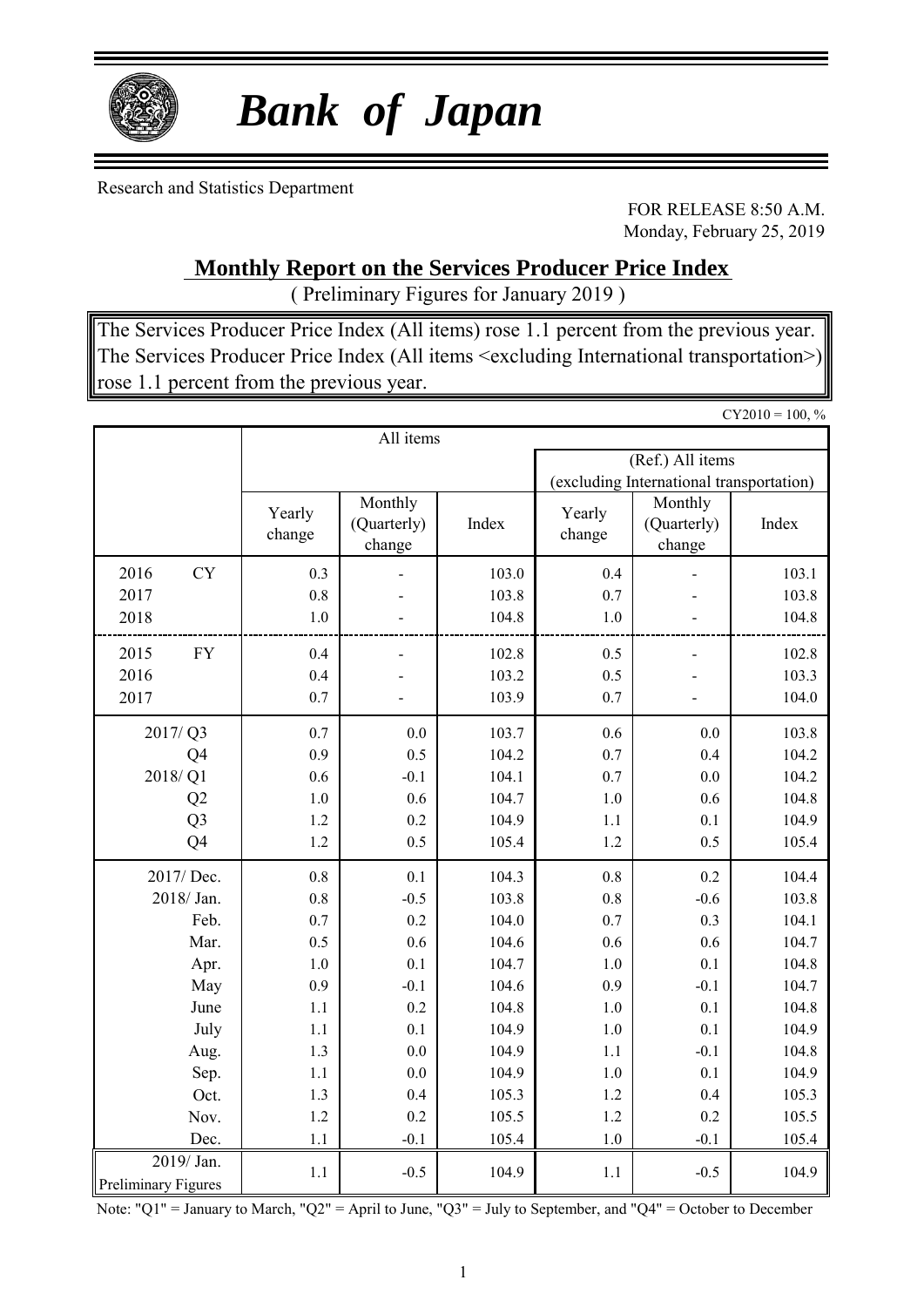# *Bank of Japan*

Research and Statistics Department

FOR RELEASE 8:50 A.M.
Monday, February 25, 2019

## Monthly Report on the Services Producer Price Index

( Preliminary Figures for January 2019 )

The Services Producer Price Index (All items) rose 1.1 percent from the previous year.
The Services Producer Price Index (All items <excluding International transportation>) rose 1.1 percent from the previous year.

CY2010 = 100, %

| | All items | | | | | |
|---|---|---|---|---|---|---|
| | | | | (Ref.) All items (excluding International transportation) | | |
| | Yearly change | Monthly (Quarterly) change | Index | Yearly change | Monthly (Quarterly) change | Index |
| 2016 CY | 0.3 | - | 103.0 | 0.4 | - | 103.1 |
| 2017 | 0.8 | - | 103.8 | 0.7 | - | 103.8 |
| 2018 | 1.0 | - | 104.8 | 1.0 | - | 104.8 |
| 2015 FY | 0.4 | - | 102.8 | 0.5 | - | 102.8 |
| 2016 | 0.4 | - | 103.2 | 0.5 | - | 103.3 |
| 2017 | 0.7 | - | 103.9 | 0.7 | - | 104.0 |
| 2017/ Q3 | 0.7 | 0.0 | 103.7 | 0.6 | 0.0 | 103.8 |
| Q4 | 0.9 | 0.5 | 104.2 | 0.7 | 0.4 | 104.2 |
| 2018/ Q1 | 0.6 | -0.1 | 104.1 | 0.7 | 0.0 | 104.2 |
| Q2 | 1.0 | 0.6 | 104.7 | 1.0 | 0.6 | 104.8 |
| Q3 | 1.2 | 0.2 | 104.9 | 1.1 | 0.1 | 104.9 |
| Q4 | 1.2 | 0.5 | 105.4 | 1.2 | 0.5 | 105.4 |
| 2017/ Dec. | 0.8 | 0.1 | 104.3 | 0.8 | 0.2 | 104.4 |
| 2018/ Jan. | 0.8 | -0.5 | 103.8 | 0.8 | -0.6 | 103.8 |
| Feb. | 0.7 | 0.2 | 104.0 | 0.7 | 0.3 | 104.1 |
| Mar. | 0.5 | 0.6 | 104.6 | 0.6 | 0.6 | 104.7 |
| Apr. | 1.0 | 0.1 | 104.7 | 1.0 | 0.1 | 104.8 |
| May | 0.9 | -0.1 | 104.6 | 0.9 | -0.1 | 104.7 |
| June | 1.1 | 0.2 | 104.8 | 1.0 | 0.1 | 104.8 |
| July | 1.1 | 0.1 | 104.9 | 1.0 | 0.1 | 104.9 |
| Aug. | 1.3 | 0.0 | 104.9 | 1.1 | -0.1 | 104.8 |
| Sep. | 1.1 | 0.0 | 104.9 | 1.0 | 0.1 | 104.9 |
| Oct. | 1.3 | 0.4 | 105.3 | 1.2 | 0.4 | 105.3 |
| Nov. | 1.2 | 0.2 | 105.5 | 1.2 | 0.2 | 105.5 |
| Dec. | 1.1 | -0.1 | 105.4 | 1.0 | -0.1 | 105.4 |
| 2019/ Jan. Preliminary Figures | 1.1 | -0.5 | 104.9 | 1.1 | -0.5 | 104.9 |

Note: "Q1" = January to March, "Q2" = April to June, "Q3" = July to September, and "Q4" = October to December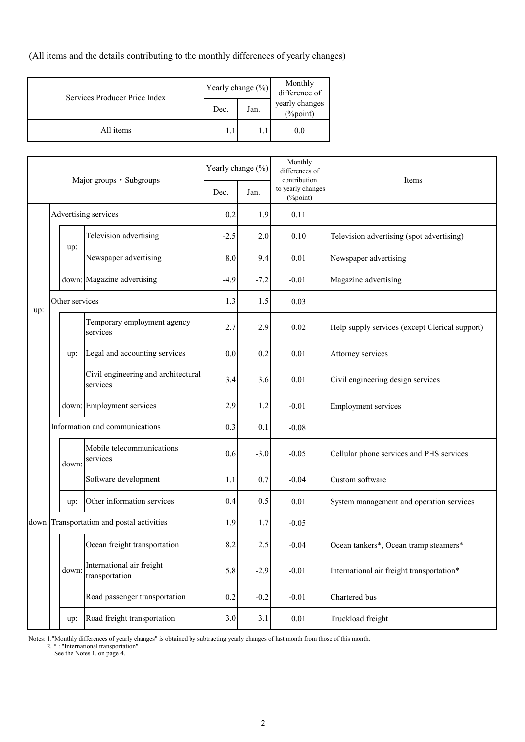(All items and the details contributing to the monthly differences of yearly changes)

| Services Producer Price Index | Yearly change (%) | | Monthly difference of yearly changes (%point) |
|---|---|---|---|
| | Dec. | Jan. | |
| All items | 1.1 | 1.1 | 0.0 |

| Major groups・Subgroups | | | Yearly change (%) | | Monthly differences of contribution to yearly changes (%point) | Items |
|---|---|---|---|---|---|---|
| | | | Dec. | Jan. | | |
| up: | Advertising services | | 0.2 | 1.9 | 0.11 | |
| | up: | Television advertising | -2.5 | 2.0 | 0.10 | Television advertising (spot advertising) |
| | | Newspaper advertising | 8.0 | 9.4 | 0.01 | Newspaper advertising |
| | down: | Magazine advertising | -4.9 | -7.2 | -0.01 | Magazine advertising |
| | Other services | | 1.3 | 1.5 | 0.03 | |
| | up: | Temporary employment agency services | 2.7 | 2.9 | 0.02 | Help supply services (except Clerical support) |
| | | Legal and accounting services | 0.0 | 0.2 | 0.01 | Attorney services |
| | | Civil engineering and architectural services | 3.4 | 3.6 | 0.01 | Civil engineering design services |
| | down: | Employment services | 2.9 | 1.2 | -0.01 | Employment services |
| down: | Information and communications | | 0.3 | 0.1 | -0.08 | |
| | down: | Mobile telecommunications services | 0.6 | -3.0 | -0.05 | Cellular phone services and PHS services |
| | | Software development | 1.1 | 0.7 | -0.04 | Custom software |
| | up: | Other information services | 0.4 | 0.5 | 0.01 | System management and operation services |
| | Transportation and postal activities | | 1.9 | 1.7 | -0.05 | |
| | down: | Ocean freight transportation | 8.2 | 2.5 | -0.04 | Ocean tankers*, Ocean tramp steamers* |
| | | International air freight transportation | 5.8 | -2.9 | -0.01 | International air freight transportation* |
| | | Road passenger transportation | 0.2 | -0.2 | -0.01 | Chartered bus |
| | up: | Road freight transportation | 3.0 | 3.1 | 0.01 | Truckload freight |

Notes: 1."Monthly differences of yearly changes" is obtained by subtracting yearly changes of last month from those of this month.
2. * : "International transportation"
See the Notes 1. on page 4.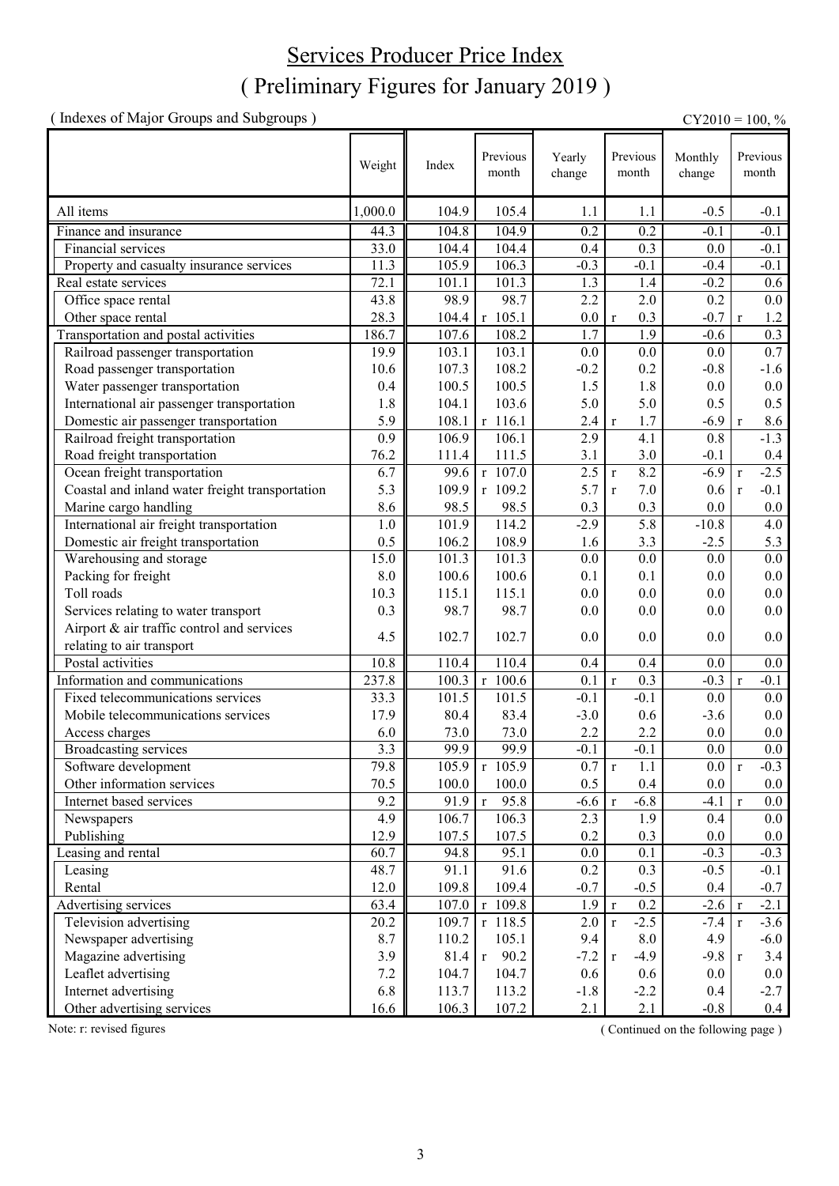# Services Producer Price Index
# ( Preliminary Figures for January 2019 )

( Indexes of Major Groups and Subgroups )

CY2010 = 100, %

| | Weight | Index | Previous month | Yearly change | Previous month | Monthly change | Previous month |
|---|---|---|---|---|---|---|---|
| All items | 1,000.0 | 104.9 | 105.4 | 1.1 | 1.1 | -0.5 | -0.1 |
| Finance and insurance | 44.3 | 104.8 | 104.9 | 0.2 | 0.2 | -0.1 | -0.1 |
| Financial services | 33.0 | 104.4 | 104.4 | 0.4 | 0.3 | 0.0 | -0.1 |
| Property and casualty insurance services | 11.3 | 105.9 | 106.3 | -0.3 | -0.1 | -0.4 | -0.1 |
| Real estate services | 72.1 | 101.1 | 101.3 | 1.3 | 1.4 | -0.2 | 0.6 |
| Office space rental | 43.8 | 98.9 | 98.7 | 2.2 | 2.0 | 0.2 | 0.0 |
| Other space rental | 28.3 | 104.4 | r 105.1 | 0.0 | r 0.3 | -0.7 | r 1.2 |
| Transportation and postal activities | 186.7 | 107.6 | 108.2 | 1.7 | 1.9 | -0.6 | 0.3 |
| Railroad passenger transportation | 19.9 | 103.1 | 103.1 | 0.0 | 0.0 | 0.0 | 0.7 |
| Road passenger transportation | 10.6 | 107.3 | 108.2 | -0.2 | 0.2 | -0.8 | -1.6 |
| Water passenger transportation | 0.4 | 100.5 | 100.5 | 1.5 | 1.8 | 0.0 | 0.0 |
| International air passenger transportation | 1.8 | 104.1 | 103.6 | 5.0 | 5.0 | 0.5 | 0.5 |
| Domestic air passenger transportation | 5.9 | 108.1 | r 116.1 | 2.4 | r 1.7 | -6.9 | r 8.6 |
| Railroad freight transportation | 0.9 | 106.9 | 106.1 | 2.9 | 4.1 | 0.8 | -1.3 |
| Road freight transportation | 76.2 | 111.4 | 111.5 | 3.1 | 3.0 | -0.1 | 0.4 |
| Ocean freight transportation | 6.7 | 99.6 | r 107.0 | 2.5 | r 8.2 | -6.9 | r -2.5 |
| Coastal and inland water freight transportation | 5.3 | 109.9 | r 109.2 | 5.7 | r 7.0 | 0.6 | r -0.1 |
| Marine cargo handling | 8.6 | 98.5 | 98.5 | 0.3 | 0.3 | 0.0 | 0.0 |
| International air freight transportation | 1.0 | 101.9 | 114.2 | -2.9 | 5.8 | -10.8 | 4.0 |
| Domestic air freight transportation | 0.5 | 106.2 | 108.9 | 1.6 | 3.3 | -2.5 | 5.3 |
| Warehousing and storage | 15.0 | 101.3 | 101.3 | 0.0 | 0.0 | 0.0 | 0.0 |
| Packing for freight | 8.0 | 100.6 | 100.6 | 0.1 | 0.1 | 0.0 | 0.0 |
| Toll roads | 10.3 | 115.1 | 115.1 | 0.0 | 0.0 | 0.0 | 0.0 |
| Services relating to water transport | 0.3 | 98.7 | 98.7 | 0.0 | 0.0 | 0.0 | 0.0 |
| Airport & air traffic control and services relating to air transport | 4.5 | 102.7 | 102.7 | 0.0 | 0.0 | 0.0 | 0.0 |
| Postal activities | 10.8 | 110.4 | 110.4 | 0.4 | 0.4 | 0.0 | 0.0 |
| Information and communications | 237.8 | 100.3 | r 100.6 | 0.1 | r 0.3 | -0.3 | r -0.1 |
| Fixed telecommunications services | 33.3 | 101.5 | 101.5 | -0.1 | -0.1 | 0.0 | 0.0 |
| Mobile telecommunications services | 17.9 | 80.4 | 83.4 | -3.0 | 0.6 | -3.6 | 0.0 |
| Access charges | 6.0 | 73.0 | 73.0 | 2.2 | 2.2 | 0.0 | 0.0 |
| Broadcasting services | 3.3 | 99.9 | 99.9 | -0.1 | -0.1 | 0.0 | 0.0 |
| Software development | 79.8 | 105.9 | r 105.9 | 0.7 | r 1.1 | 0.0 | r -0.3 |
| Other information services | 70.5 | 100.0 | 100.0 | 0.5 | 0.4 | 0.0 | 0.0 |
| Internet based services | 9.2 | 91.9 | r 95.8 | -6.6 | r -6.8 | -4.1 | r 0.0 |
| Newspapers | 4.9 | 106.7 | 106.3 | 2.3 | 1.9 | 0.4 | 0.0 |
| Publishing | 12.9 | 107.5 | 107.5 | 0.2 | 0.3 | 0.0 | 0.0 |
| Leasing and rental | 60.7 | 94.8 | 95.1 | 0.0 | 0.1 | -0.3 | -0.3 |
| Leasing | 48.7 | 91.1 | 91.6 | 0.2 | 0.3 | -0.5 | -0.1 |
| Rental | 12.0 | 109.8 | 109.4 | -0.7 | -0.5 | 0.4 | -0.7 |
| Advertising services | 63.4 | 107.0 | r 109.8 | 1.9 | r 0.2 | -2.6 | r -2.1 |
| Television advertising | 20.2 | 109.7 | r 118.5 | 2.0 | r -2.5 | -7.4 | r -3.6 |
| Newspaper advertising | 8.7 | 110.2 | 105.1 | 9.4 | 8.0 | 4.9 | -6.0 |
| Magazine advertising | 3.9 | 81.4 | r 90.2 | -7.2 | r -4.9 | -9.8 | r 3.4 |
| Leaflet advertising | 7.2 | 104.7 | 104.7 | 0.6 | 0.6 | 0.0 | 0.0 |
| Internet advertising | 6.8 | 113.7 | 113.2 | -1.8 | -2.2 | 0.4 | -2.7 |
| Other advertising services | 16.6 | 106.3 | 107.2 | 2.1 | 2.1 | -0.8 | 0.4 |

Note: r: revised figures

( Continued on the following page )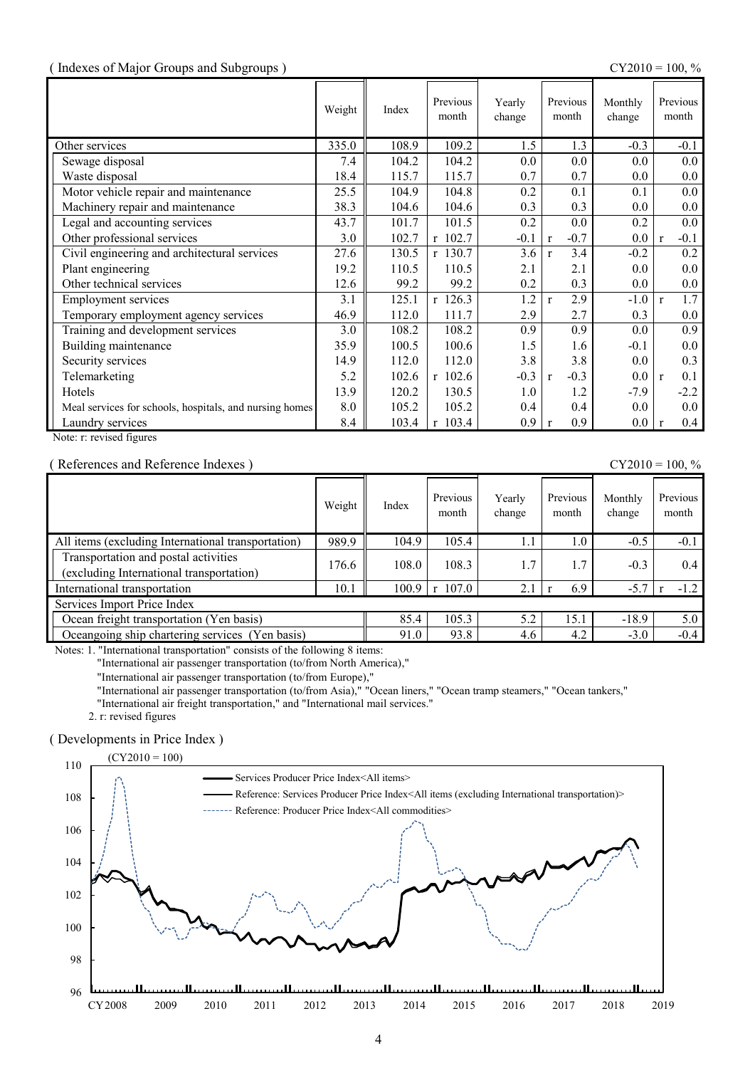( Indexes of Major Groups and Subgroups )

CY2010 = 100, %

| | Weight | Index | Previous month | Yearly change | Previous month | Monthly change | Previous month |
|---|---|---|---|---|---|---|---|
| Other services | 335.0 | 108.9 | 109.2 | 1.5 | 1.3 | -0.3 | -0.1 |
| Sewage disposal | 7.4 | 104.2 | 104.2 | 0.0 | 0.0 | 0.0 | 0.0 |
| Waste disposal | 18.4 | 115.7 | 115.7 | 0.7 | 0.7 | 0.0 | 0.0 |
| Motor vehicle repair and maintenance | 25.5 | 104.9 | 104.8 | 0.2 | 0.1 | 0.1 | 0.0 |
| Machinery repair and maintenance | 38.3 | 104.6 | 104.6 | 0.3 | 0.3 | 0.0 | 0.0 |
| Legal and accounting services | 43.7 | 101.7 | 101.5 | 0.2 | 0.0 | 0.2 | 0.0 |
| Other professional services | 3.0 | 102.7 | r 102.7 | -0.1 | r -0.7 | 0.0 | r -0.1 |
| Civil engineering and architectural services | 27.6 | 130.5 | r 130.7 | 3.6 | r 3.4 | -0.2 | 0.2 |
| Plant engineering | 19.2 | 110.5 | 110.5 | 2.1 | 2.1 | 0.0 | 0.0 |
| Other technical services | 12.6 | 99.2 | 99.2 | 0.2 | 0.3 | 0.0 | 0.0 |
| Employment services | 3.1 | 125.1 | r 126.3 | 1.2 | r 2.9 | -1.0 | r 1.7 |
| Temporary employment agency services | 46.9 | 112.0 | 111.7 | 2.9 | 2.7 | 0.3 | 0.0 |
| Training and development services | 3.0 | 108.2 | 108.2 | 0.9 | 0.9 | 0.0 | 0.9 |
| Building maintenance | 35.9 | 100.5 | 100.6 | 1.5 | 1.6 | -0.1 | 0.0 |
| Security services | 14.9 | 112.0 | 112.0 | 3.8 | 3.8 | 0.0 | 0.3 |
| Telemarketing | 5.2 | 102.6 | r 102.6 | -0.3 | r -0.3 | 0.0 | r 0.1 |
| Hotels | 13.9 | 120.2 | 130.5 | 1.0 | 1.2 | -7.9 | -2.2 |
| Meal services for schools, hospitals, and nursing homes | 8.0 | 105.2 | 105.2 | 0.4 | 0.4 | 0.0 | 0.0 |
| Laundry services | 8.4 | 103.4 | r 103.4 | 0.9 | r 0.9 | 0.0 | r 0.4 |

Note: r: revised figures

( References and Reference Indexes )

CY2010 = 100, %

| | Weight | Index | Previous month | Yearly change | Previous month | Monthly change | Previous month |
|---|---|---|---|---|---|---|---|
| All items (excluding International transportation) | 989.9 | 104.9 | 105.4 | 1.1 | 1.0 | -0.5 | -0.1 |
| Transportation and postal activities (excluding International transportation) | 176.6 | 108.0 | 108.3 | 1.7 | 1.7 | -0.3 | 0.4 |
| International transportation | 10.1 | 100.9 | r 107.0 | 2.1 | r 6.9 | -5.7 | r -1.2 |
| Services Import Price Index | | | | | | | |
| Ocean freight transportation (Yen basis) | | 85.4 | 105.3 | 5.2 | 15.1 | -18.9 | 5.0 |
| Oceangoing ship chartering services (Yen basis) | | 91.0 | 93.8 | 4.6 | 4.2 | -3.0 | -0.4 |

Notes: 1. "International transportation" consists of the following 8 items:
"International air passenger transportation (to/from North America),"
"International air passenger transportation (to/from Europe),"
"International air passenger transportation (to/from Asia)," "Ocean liners," "Ocean tramp steamers," "Ocean tankers,"
"International air freight transportation," and "International mail services."
2. r: revised figures

( Developments in Price Index )

(CY2010 = 100)

Services Producer Price Index<All items>
Reference: Services Producer Price Index<All items (excluding International transportation)>
Reference: Producer Price Index<All commodities>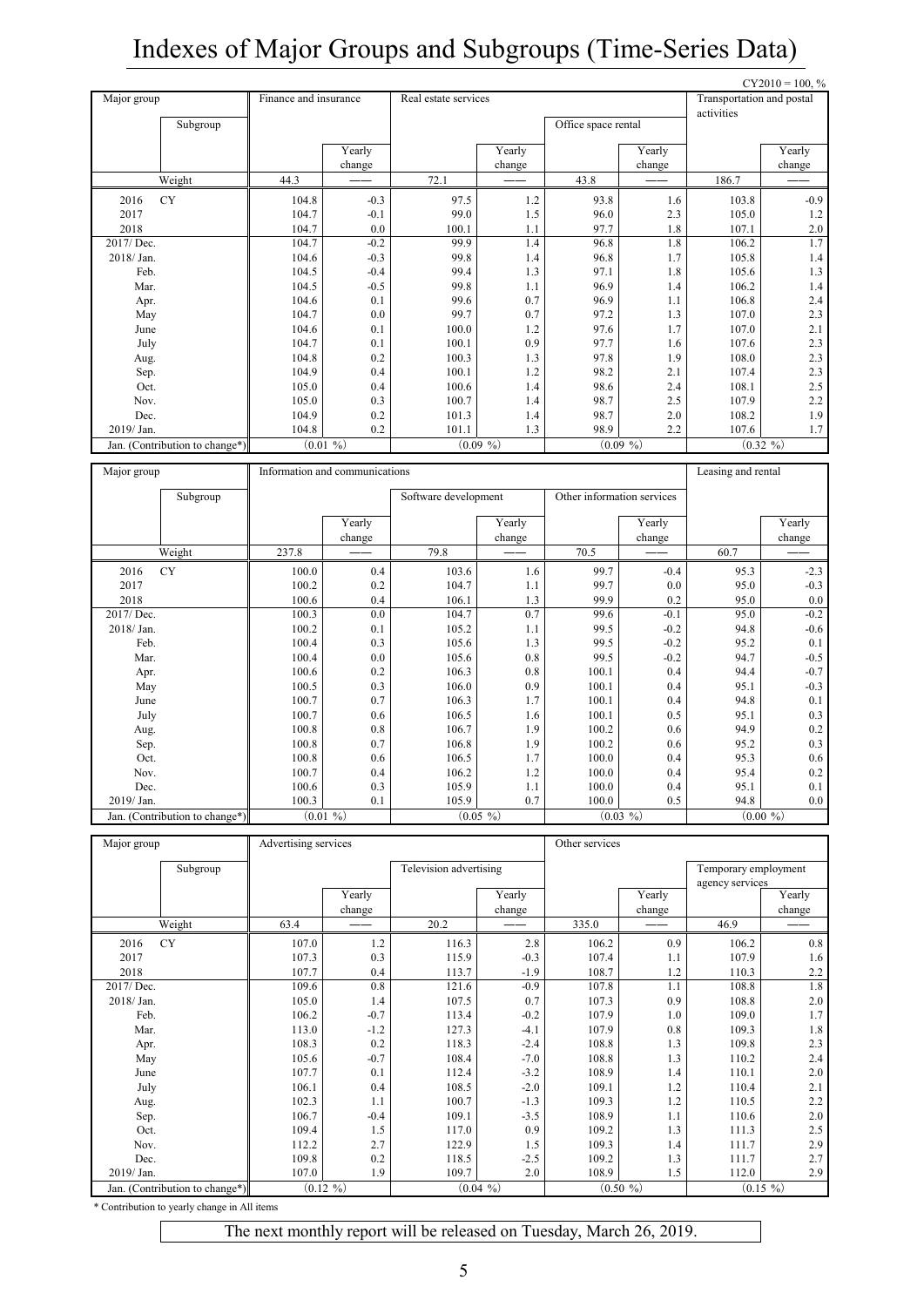# Indexes of Major Groups and Subgroups (Time-Series Data)

CY2010 = 100, %

| Major group | | Finance and insurance | | Real estate services | | | | Transportation and postal activities | |
|---|---|---|---|---|---|---|---|---|---|
| | Subgroup | | | | | Office space rental | | | |
| | | | Yearly change | | Yearly change | | Yearly change | | Yearly change |
| Weight | | 44.3 | —— | 72.1 | —— | 43.8 | —— | 186.7 | —— |
| 2016 | CY | 104.8 | -0.3 | 97.5 | 1.2 | 93.8 | 1.6 | 103.8 | -0.9 |
| 2017 | | 104.7 | -0.1 | 99.0 | 1.5 | 96.0 | 2.3 | 105.0 | 1.2 |
| 2018 | | 104.7 | 0.0 | 100.1 | 1.1 | 97.7 | 1.8 | 107.1 | 2.0 |
| 2017/ Dec. | | 104.7 | -0.2 | 99.9 | 1.4 | 96.8 | 1.8 | 106.2 | 1.7 |
| 2018/ Jan. | | 104.6 | -0.3 | 99.8 | 1.4 | 96.8 | 1.7 | 105.8 | 1.4 |
| Feb. | | 104.5 | -0.4 | 99.4 | 1.3 | 97.1 | 1.8 | 105.6 | 1.3 |
| Mar. | | 104.5 | -0.5 | 99.8 | 1.1 | 96.9 | 1.4 | 106.2 | 1.4 |
| Apr. | | 104.6 | 0.1 | 99.6 | 0.7 | 96.9 | 1.1 | 106.8 | 2.4 |
| May | | 104.7 | 0.0 | 99.7 | 0.7 | 97.2 | 1.3 | 107.0 | 2.3 |
| June | | 104.6 | 0.1 | 100.0 | 1.2 | 97.6 | 1.7 | 107.0 | 2.1 |
| July | | 104.7 | 0.1 | 100.1 | 0.9 | 97.7 | 1.6 | 107.6 | 2.3 |
| Aug. | | 104.8 | 0.2 | 100.3 | 1.3 | 97.8 | 1.9 | 108.0 | 2.3 |
| Sep. | | 104.9 | 0.4 | 100.1 | 1.2 | 98.2 | 2.1 | 107.4 | 2.3 |
| Oct. | | 105.0 | 0.4 | 100.6 | 1.4 | 98.6 | 2.4 | 108.1 | 2.5 |
| Nov. | | 105.0 | 0.3 | 100.7 | 1.4 | 98.7 | 2.5 | 107.9 | 2.2 |
| Dec. | | 104.9 | 0.2 | 101.3 | 1.4 | 98.7 | 2.0 | 108.2 | 1.9 |
| 2019/ Jan. | | 104.8 | 0.2 | 101.1 | 1.3 | 98.9 | 2.2 | 107.6 | 1.7 |
| Jan. (Contribution to change*) | | (0.01 %) | | (0.09 %) | | (0.09 %) | | (0.32 %) | |

| Major group | | Information and communications | | | | | | Leasing and rental | |
|---|---|---|---|---|---|---|---|---|---|
| | Subgroup | | | Software development | | Other information services | | | |
| | | | Yearly change | | Yearly change | | Yearly change | | Yearly change |
| Weight | | 237.8 | —— | 79.8 | —— | 70.5 | —— | 60.7 | —— |
| 2016 | CY | 100.0 | 0.4 | 103.6 | 1.6 | 99.7 | -0.4 | 95.3 | -2.3 |
| 2017 | | 100.2 | 0.2 | 104.7 | 1.1 | 99.7 | 0.0 | 95.0 | -0.3 |
| 2018 | | 100.6 | 0.4 | 106.1 | 1.3 | 99.9 | 0.2 | 95.0 | 0.0 |
| 2017/ Dec. | | 100.3 | 0.0 | 104.7 | 0.7 | 99.6 | -0.1 | 95.0 | -0.2 |
| 2018/ Jan. | | 100.2 | 0.1 | 105.2 | 1.1 | 99.5 | -0.2 | 94.8 | -0.6 |
| Feb. | | 100.4 | 0.3 | 105.6 | 1.3 | 99.5 | -0.2 | 95.2 | 0.1 |
| Mar. | | 100.4 | 0.0 | 105.6 | 0.8 | 99.5 | -0.2 | 94.7 | -0.5 |
| Apr. | | 100.6 | 0.2 | 106.3 | 0.8 | 100.1 | 0.4 | 94.4 | -0.7 |
| May | | 100.5 | 0.3 | 106.0 | 0.9 | 100.1 | 0.4 | 95.1 | -0.3 |
| June | | 100.7 | 0.7 | 106.3 | 1.7 | 100.1 | 0.4 | 94.8 | 0.1 |
| July | | 100.7 | 0.6 | 106.5 | 1.6 | 100.1 | 0.5 | 95.1 | 0.3 |
| Aug. | | 100.8 | 0.8 | 106.7 | 1.9 | 100.2 | 0.6 | 94.9 | 0.2 |
| Sep. | | 100.8 | 0.7 | 106.8 | 1.9 | 100.2 | 0.6 | 95.2 | 0.3 |
| Oct. | | 100.8 | 0.6 | 106.5 | 1.7 | 100.0 | 0.4 | 95.3 | 0.6 |
| Nov. | | 100.7 | 0.4 | 106.2 | 1.2 | 100.0 | 0.4 | 95.4 | 0.2 |
| Dec. | | 100.6 | 0.3 | 105.9 | 1.1 | 100.0 | 0.4 | 95.1 | 0.1 |
| 2019/ Jan. | | 100.3 | 0.1 | 105.9 | 0.7 | 100.0 | 0.5 | 94.8 | 0.0 |
| Jan. (Contribution to change*) | | (0.01 %) | | (0.05 %) | | (0.03 %) | | (0.00 %) | |

| Major group | | Advertising services | | | | Other services | | | |
|---|---|---|---|---|---|---|---|---|---|
| | Subgroup | | | Television advertising | | | | Temporary employment agency services | |
| | | | Yearly change | | Yearly change | | Yearly change | | Yearly change |
| Weight | | 63.4 | —— | 20.2 | —— | 335.0 | —— | 46.9 | —— |
| 2016 | CY | 107.0 | 1.2 | 116.3 | 2.8 | 106.2 | 0.9 | 106.2 | 0.8 |
| 2017 | | 107.3 | 0.3 | 115.9 | -0.3 | 107.4 | 1.1 | 107.9 | 1.6 |
| 2018 | | 107.7 | 0.4 | 113.7 | -1.9 | 108.7 | 1.2 | 110.3 | 2.2 |
| 2017/ Dec. | | 109.6 | 0.8 | 121.6 | -0.9 | 107.8 | 1.1 | 108.8 | 1.8 |
| 2018/ Jan. | | 105.0 | 1.4 | 107.5 | 0.7 | 107.3 | 0.9 | 108.8 | 2.0 |
| Feb. | | 106.2 | -0.7 | 113.4 | -0.2 | 107.9 | 1.0 | 109.0 | 1.7 |
| Mar. | | 113.0 | -1.2 | 127.3 | -4.1 | 107.9 | 0.8 | 109.3 | 1.8 |
| Apr. | | 108.3 | 0.2 | 118.3 | -2.4 | 108.8 | 1.3 | 109.8 | 2.3 |
| May | | 105.6 | -0.7 | 108.4 | -7.0 | 108.8 | 1.3 | 110.2 | 2.4 |
| June | | 107.7 | 0.1 | 112.4 | -3.2 | 108.9 | 1.4 | 110.1 | 2.0 |
| July | | 106.1 | 0.4 | 108.5 | -2.0 | 109.1 | 1.2 | 110.4 | 2.1 |
| Aug. | | 102.3 | 1.1 | 100.7 | -1.3 | 109.3 | 1.2 | 110.5 | 2.2 |
| Sep. | | 106.7 | -0.4 | 109.1 | -3.5 | 108.9 | 1.1 | 110.6 | 2.0 |
| Oct. | | 109.4 | 1.5 | 117.0 | 0.9 | 109.2 | 1.3 | 111.3 | 2.5 |
| Nov. | | 112.2 | 2.7 | 122.9 | 1.5 | 109.3 | 1.4 | 111.7 | 2.9 |
| Dec. | | 109.8 | 0.2 | 118.5 | -2.5 | 109.2 | 1.3 | 111.7 | 2.7 |
| 2019/ Jan. | | 107.0 | 1.9 | 109.7 | 2.0 | 108.9 | 1.5 | 112.0 | 2.9 |
| Jan. (Contribution to change*) | | (0.12 %) | | (0.04 %) | | (0.50 %) | | (0.15 %) | |

* Contribution to yearly change in All items

The next monthly report will be released on Tuesday, March 26, 2019.